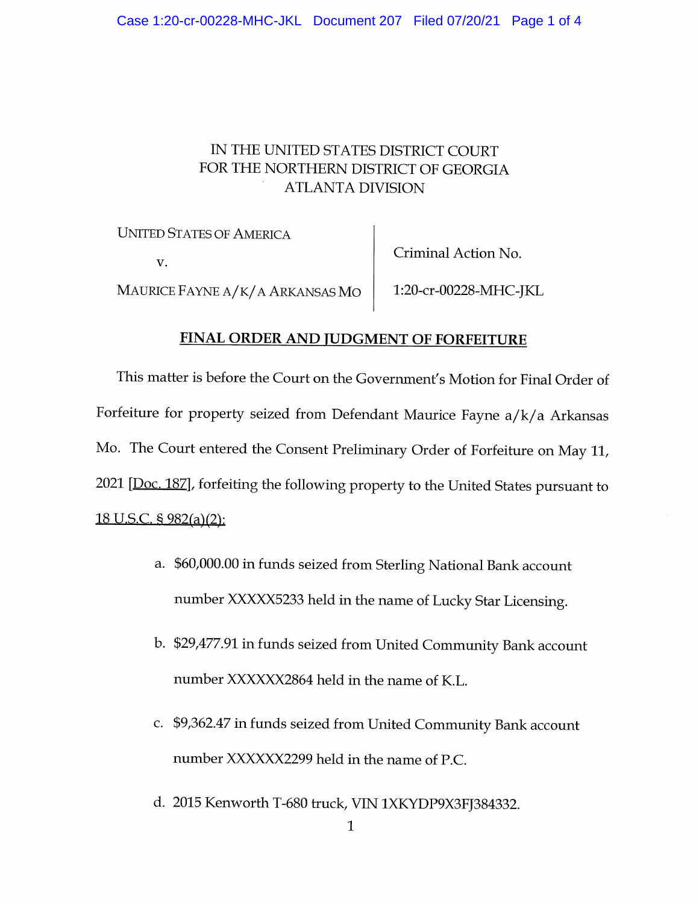IN THE UNITED STATES DISTRICT COURT
FOR THE NORTHERN DISTRICT OF GEORGIA
ATLANTA DIVISION

| | |
|---|---|
| UNITED STATES OF AMERICA | Criminal Action No. |
| v. | |
| MAURICE FAYNE A/K/A ARKANSAS MO | 1:20-cr-00228-MHC-JKL |

## FINAL ORDER AND JUDGMENT OF FORFEITURE

This matter is before the Court on the Government's Motion for Final Order of Forfeiture for property seized from Defendant Maurice Fayne a/k/a Arkansas Mo. The Court entered the Consent Preliminary Order of Forfeiture on May 11, 2021 [Doc. 187], forfeiting the following property to the United States pursuant to 18 U.S.C. § 982(a)(2):

a. $60,000.00 in funds seized from Sterling National Bank account number XXXXX5233 held in the name of Lucky Star Licensing.

b. $29,477.91 in funds seized from United Community Bank account number XXXXXX2864 held in the name of K.L.

c. $9,362.47 in funds seized from United Community Bank account number XXXXXX2299 held in the name of P.C.

d. 2015 Kenworth T-680 truck, VIN 1XKYDP9X3FJ384332.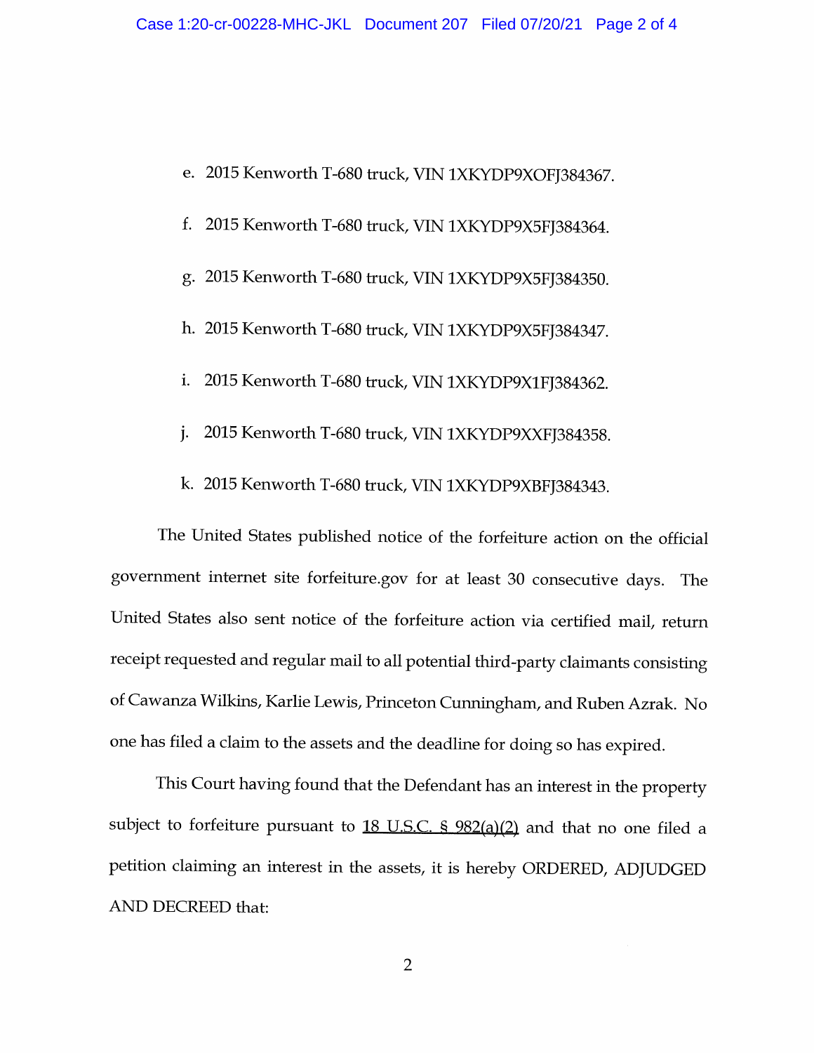e. 2015 Kenworth T-680 truck, VIN 1XKYDP9XOFJ384367.

f. 2015 Kenworth T-680 truck, VIN 1XKYDP9X5FJ384364.

g. 2015 Kenworth T-680 truck, VIN 1XKYDP9X5FJ384350.

h. 2015 Kenworth T-680 truck, VIN 1XKYDP9X5FJ384347.

i. 2015 Kenworth T-680 truck, VIN 1XKYDP9X1FJ384362.

j. 2015 Kenworth T-680 truck, VIN 1XKYDP9XXFJ384358.

k. 2015 Kenworth T-680 truck, VIN 1XKYDP9XBFJ384343.

The United States published notice of the forfeiture action on the official government internet site forfeiture.gov for at least 30 consecutive days. The United States also sent notice of the forfeiture action via certified mail, return receipt requested and regular mail to all potential third-party claimants consisting of Cawanza Wilkins, Karlie Lewis, Princeton Cunningham, and Ruben Azrak. No one has filed a claim to the assets and the deadline for doing so has expired.

This Court having found that the Defendant has an interest in the property subject to forfeiture pursuant to 18 U.S.C. § 982(a)(2) and that no one filed a petition claiming an interest in the assets, it is hereby ORDERED, ADJUDGED AND DECREED that: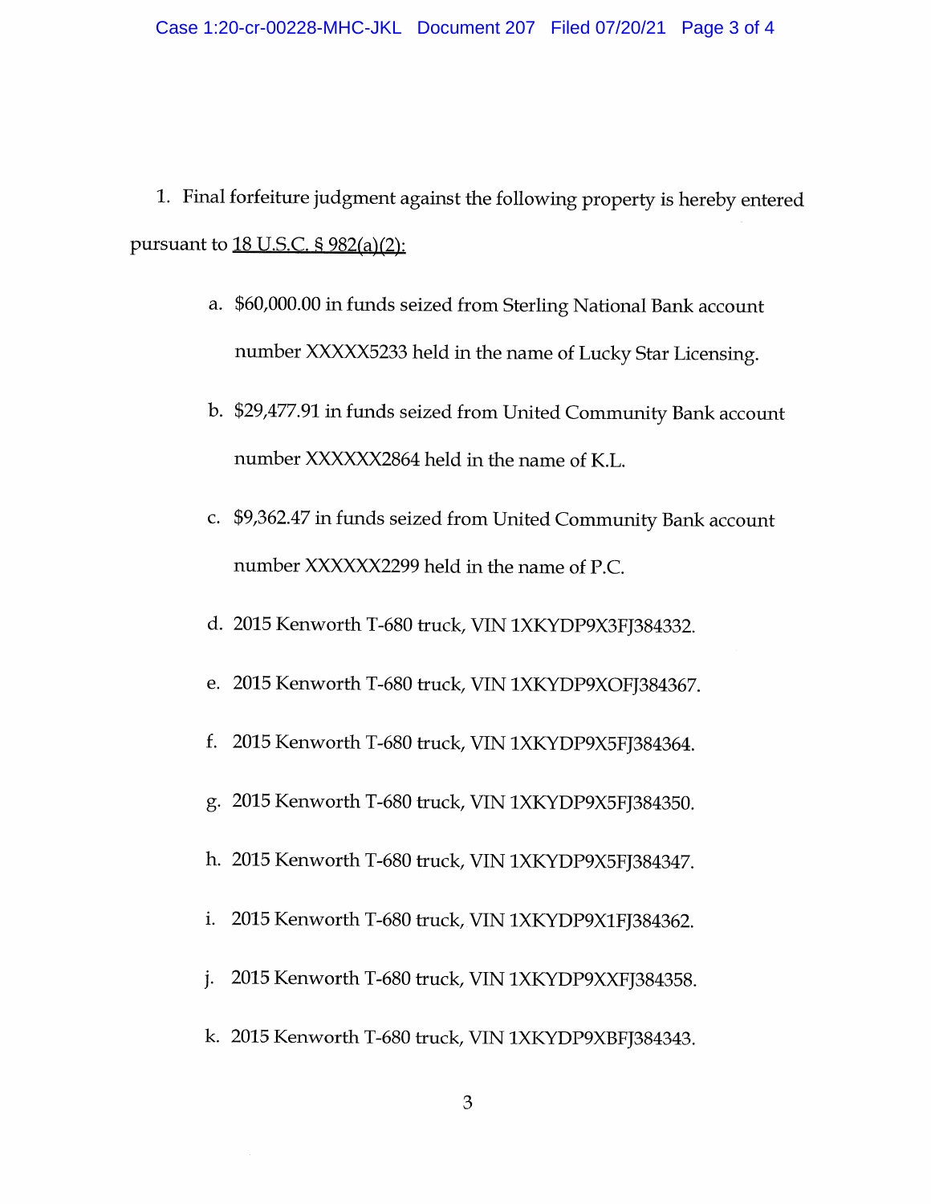1. Final forfeiture judgment against the following property is hereby entered pursuant to 18 U.S.C. § 982(a)(2):

   a. $60,000.00 in funds seized from Sterling National Bank account number XXXXX5233 held in the name of Lucky Star Licensing.

   b. $29,477.91 in funds seized from United Community Bank account number XXXXXX2864 held in the name of K.L.

   c. $9,362.47 in funds seized from United Community Bank account number XXXXXX2299 held in the name of P.C.

   d. 2015 Kenworth T-680 truck, VIN 1XKYDP9X3FJ384332.

   e. 2015 Kenworth T-680 truck, VIN 1XKYDP9XOFJ384367.

   f. 2015 Kenworth T-680 truck, VIN 1XKYDP9X5FJ384364.

   g. 2015 Kenworth T-680 truck, VIN 1XKYDP9X5FJ384350.

   h. 2015 Kenworth T-680 truck, VIN 1XKYDP9X5FJ384347.

   i. 2015 Kenworth T-680 truck, VIN 1XKYDP9X1FJ384362.

   j. 2015 Kenworth T-680 truck, VIN 1XKYDP9XXFJ384358.

   k. 2015 Kenworth T-680 truck, VIN 1XKYDP9XBFJ384343.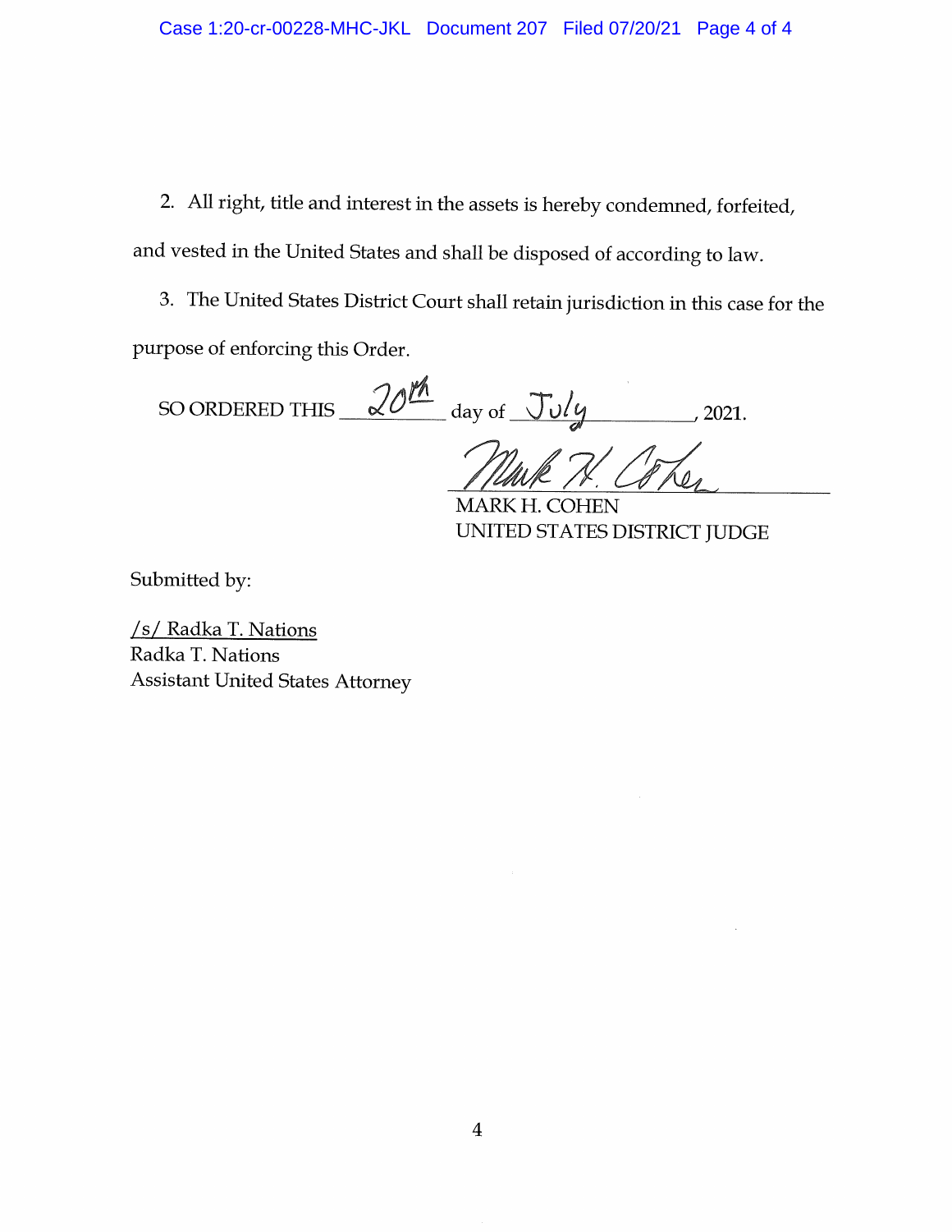2. All right, title and interest in the assets is hereby condemned, forfeited, and vested in the United States and shall be disposed of according to law.

3. The United States District Court shall retain jurisdiction in this case for the purpose of enforcing this Order.

SO ORDERED THIS 20th day of July, 2021.

MARK H. COHEN
UNITED STATES DISTRICT JUDGE

Submitted by:

/s/ Radka T. Nations
Radka T. Nations
Assistant United States Attorney